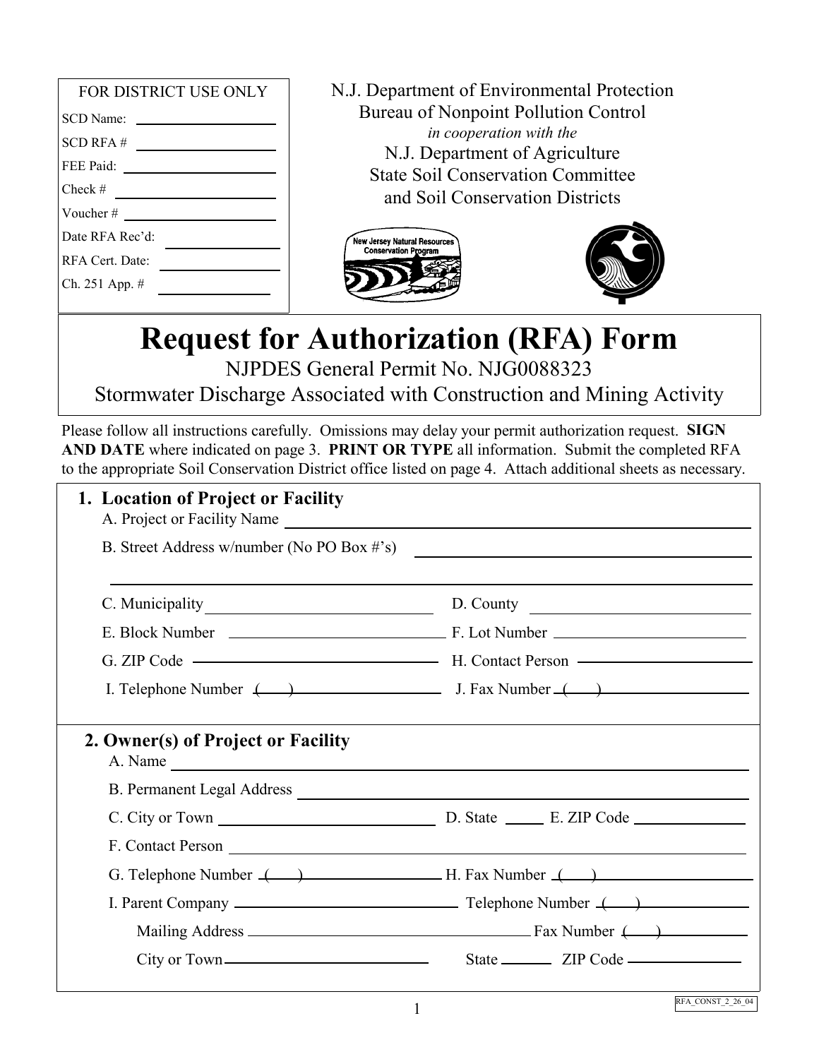FOR DISTRICT USE ONLY

SCD Name: \_\_\_\_\_\_\_\_\_\_

SCD RFA # \_\_\_\_\_\_\_\_\_\_

FEE Paid: \_\_\_\_\_\_\_\_\_\_

Check # \_\_\_\_\_\_\_\_\_\_

Voucher # \_\_\_\_\_\_\_\_\_\_

Date RFA Rec'd: \_\_\_\_\_\_\_\_\_\_

RFA Cert. Date: \_\_\_\_\_\_\_\_\_\_

Ch. 251 App. # \_\_\_\_\_\_\_\_\_\_

N.J. Department of Environmental Protection
Bureau of Nonpoint Pollution Control
*in cooperation with the*
N.J. Department of Agriculture
State Soil Conservation Committee
and Soil Conservation Districts

New Jersey Natural Resources Conservation Program

# Request for Authorization (RFA) Form

NJPDES General Permit No. NJG0088323

Stormwater Discharge Associated with Construction and Mining Activity

Please follow all instructions carefully. Omissions may delay your permit authorization request. **SIGN AND DATE** where indicated on page 3. **PRINT OR TYPE** all information. Submit the completed RFA to the appropriate Soil Conservation District office listed on page 4. Attach additional sheets as necessary.

## 1. Location of Project or Facility

A. Project or Facility Name \_\_\_\_\_\_\_\_\_\_

B. Street Address w/number (No PO Box #'s) \_\_\_\_\_\_\_\_\_\_

C. Municipality \_\_\_\_\_\_\_\_\_\_ D. County \_\_\_\_\_\_\_\_\_\_

E. Block Number \_\_\_\_\_\_\_\_\_\_ F. Lot Number \_\_\_\_\_\_\_\_\_\_

G. ZIP Code \_\_\_\_\_\_\_\_\_\_ H. Contact Person \_\_\_\_\_\_\_\_\_\_

I. Telephone Number ( ) \_\_\_\_\_\_\_\_\_\_ J. Fax Number ( ) \_\_\_\_\_\_\_\_\_\_

## 2. Owner(s) of Project or Facility

A. Name \_\_\_\_\_\_\_\_\_\_

B. Permanent Legal Address \_\_\_\_\_\_\_\_\_\_

C. City or Town \_\_\_\_\_\_\_\_\_\_ D. State \_\_\_\_\_ E. ZIP Code \_\_\_\_\_\_\_\_\_\_

F. Contact Person \_\_\_\_\_\_\_\_\_\_

G. Telephone Number ( ) \_\_\_\_\_\_\_\_\_\_ H. Fax Number ( ) \_\_\_\_\_\_\_\_\_\_

I. Parent Company \_\_\_\_\_\_\_\_\_\_ Telephone Number ( ) \_\_\_\_\_\_\_\_\_\_

Mailing Address \_\_\_\_\_\_\_\_\_\_ Fax Number ( ) \_\_\_\_\_\_\_\_\_\_

City or Town \_\_\_\_\_\_\_\_\_\_ State \_\_\_\_\_ ZIP Code \_\_\_\_\_\_\_\_\_\_

RFA_CONST_2_26_04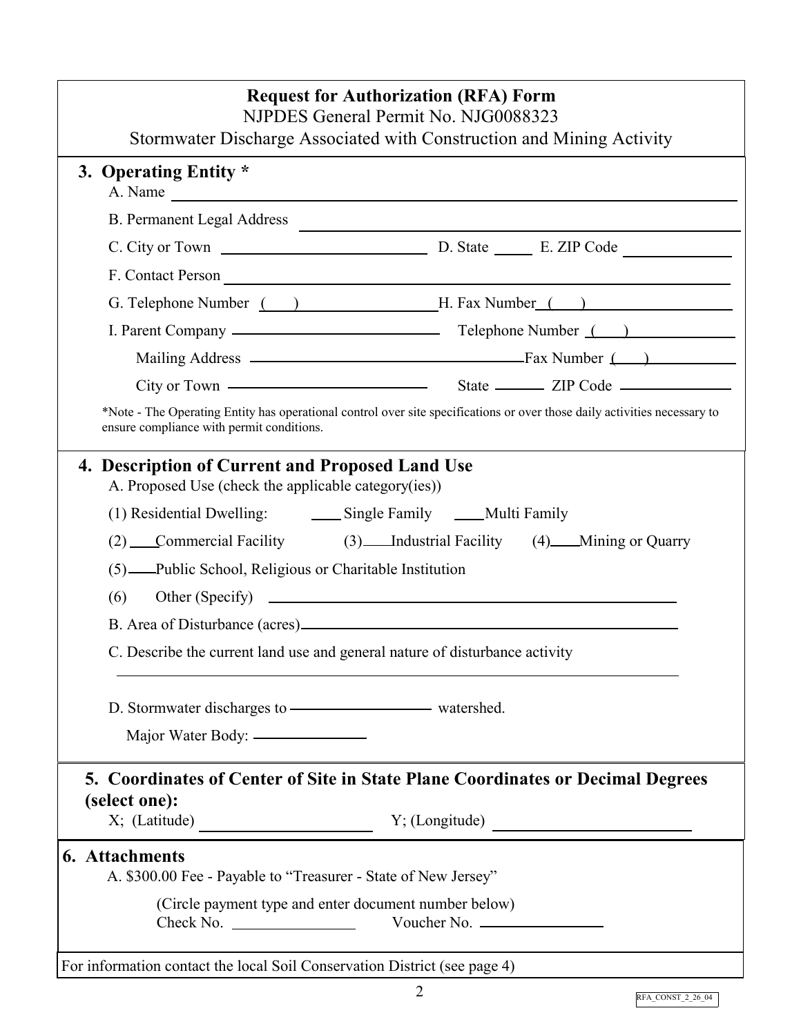# Request for Authorization (RFA) Form

NJPDES General Permit No. NJG0088323

Stormwater Discharge Associated with Construction and Mining Activity

## 3. Operating Entity *

A. Name ______________________________

B. Permanent Legal Address ______________________________

C. City or Town ______________ D. State _____ E. ZIP Code __________

F. Contact Person ______________________________

G. Telephone Number ( ) ______________ H. Fax Number ( ) ______________

I. Parent Company ______________ Telephone Number ( ) ______________

Mailing Address ______________ Fax Number ( ) ______________

City or Town ______________ State _______ ZIP Code __________

*Note - The Operating Entity has operational control over site specifications or over those daily activities necessary to ensure compliance with permit conditions.

## 4. Description of Current and Proposed Land Use

A. Proposed Use (check the applicable category(ies))

(1) Residential Dwelling: ____ Single Family ____ Multi Family

(2) ____ Commercial Facility (3) ____ Industrial Facility (4) ____ Mining or Quarry

(5) ____ Public School, Religious or Charitable Institution

(6) Other (Specify) ______________________________

B. Area of Disturbance (acres) ______________________________

C. Describe the current land use and general nature of disturbance activity

______________________________

D. Stormwater discharges to ______________ watershed.

Major Water Body: ______________

## 5. Coordinates of Center of Site in State Plane Coordinates or Decimal Degrees (select one):

X; (Latitude) ______________ Y; (Longitude) ______________

## 6. Attachments

A. $300.00 Fee - Payable to "Treasurer - State of New Jersey"

(Circle payment type and enter document number below)

Check No. ______________ Voucher No. ______________

For information contact the local Soil Conservation District (see page 4)

RFA_CONST_2_26_04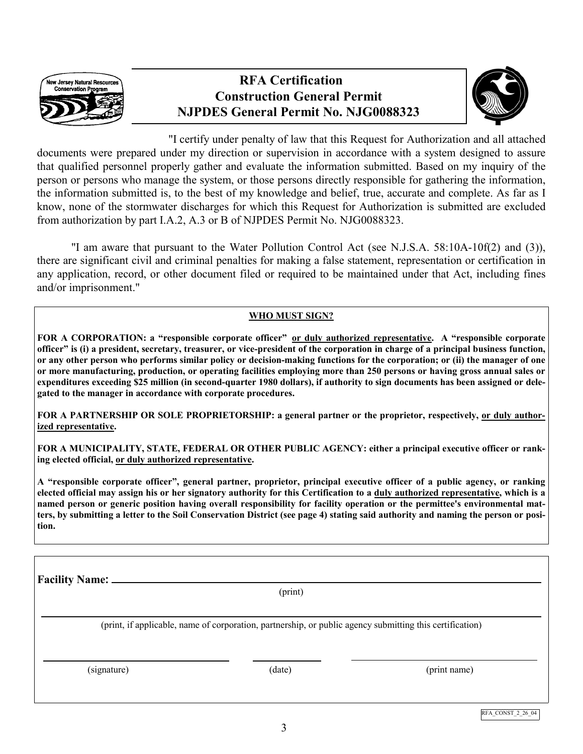# RFA Certification
## Construction General Permit
## NJPDES General Permit No. NJG0088323

"I certify under penalty of law that this Request for Authorization and all attached documents were prepared under my direction or supervision in accordance with a system designed to assure that qualified personnel properly gather and evaluate the information submitted. Based on my inquiry of the person or persons who manage the system, or those persons directly responsible for gathering the information, the information submitted is, to the best of my knowledge and belief, true, accurate and complete. As far as I know, none of the stormwater discharges for which this Request for Authorization is submitted are excluded from authorization by part I.A.2, A.3 or B of NJPDES Permit No. NJG0088323.

"I am aware that pursuant to the Water Pollution Control Act (see N.J.S.A. 58:10A-10f(2) and (3)), there are significant civil and criminal penalties for making a false statement, representation or certification in any application, record, or other document filed or required to be maintained under that Act, including fines and/or imprisonment."

**WHO MUST SIGN?**

**FOR A CORPORATION: a "responsible corporate officer" or duly authorized representative. A "responsible corporate officer" is (i) a president, secretary, treasurer, or vice-president of the corporation in charge of a principal business function, or any other person who performs similar policy or decision-making functions for the corporation; or (ii) the manager of one or more manufacturing, production, or operating facilities employing more than 250 persons or having gross annual sales or expenditures exceeding $25 million (in second-quarter 1980 dollars), if authority to sign documents has been assigned or delegated to the manager in accordance with corporate procedures.**

**FOR A PARTNERSHIP OR SOLE PROPRIETORSHIP: a general partner or the proprietor, respectively, or duly authorized representative.**

**FOR A MUNICIPALITY, STATE, FEDERAL OR OTHER PUBLIC AGENCY: either a principal executive officer or ranking elected official, or duly authorized representative.**

**A "responsible corporate officer", general partner, proprietor, principal executive officer of a public agency, or ranking elected official may assign his or her signatory authority for this Certification to a duly authorized representative, which is a named person or generic position having overall responsibility for facility operation or the permittee's environmental matters, by submitting a letter to the Soil Conservation District (see page 4) stating said authority and naming the person or position.**

**Facility Name:** ______________________________________________
(print)

______________________________________________
(print, if applicable, name of corporation, partnership, or public agency submitting this certification)

______________________ ____________ ______________________
(signature) (date) (print name)

RFA_CONST_2_26_04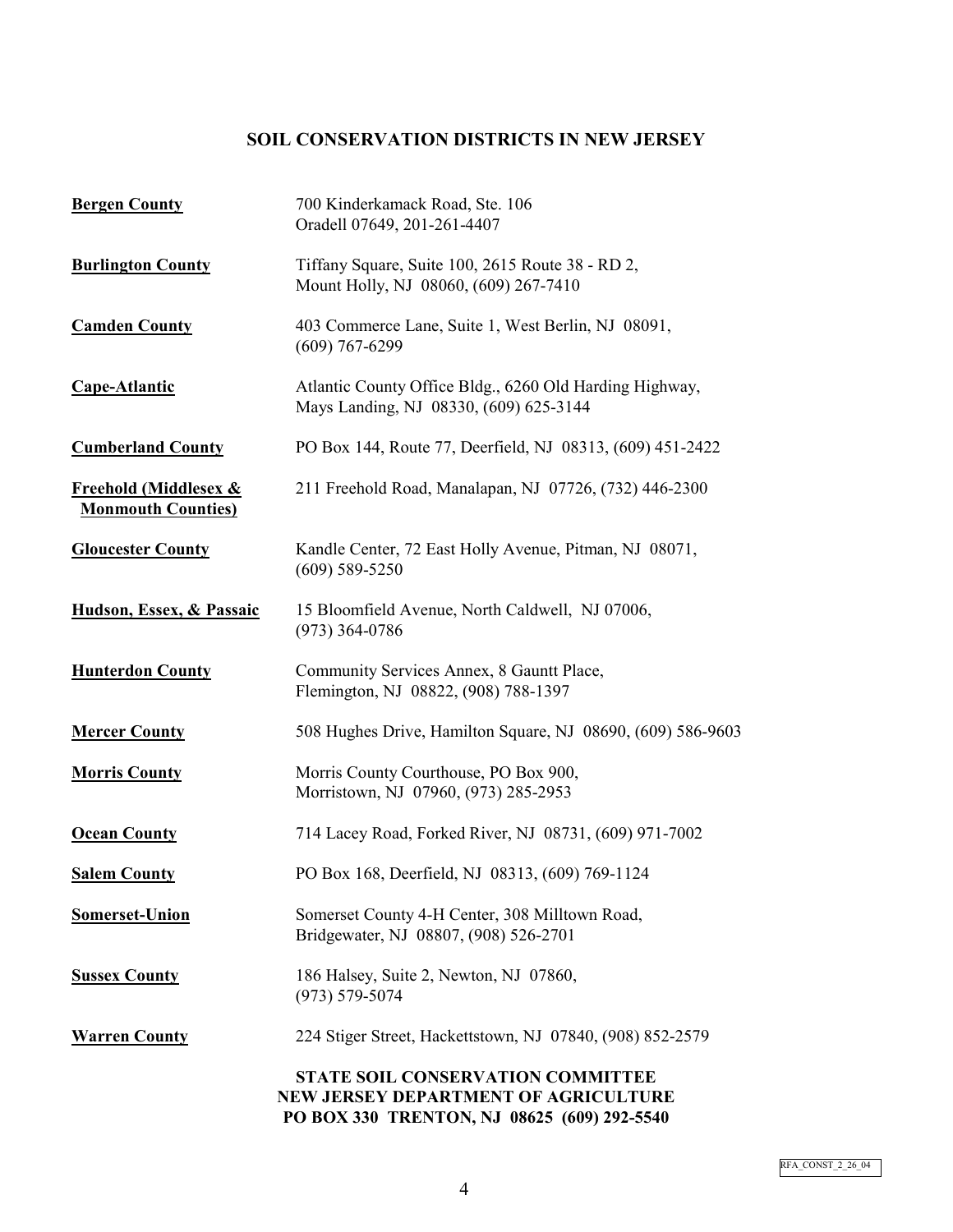## SOIL CONSERVATION DISTRICTS IN NEW JERSEY

| | |
|---|---|
| **Bergen County** | 700 Kinderkamack Road, Ste. 106<br>Oradell 07649, 201-261-4407 |
| **Burlington County** | Tiffany Square, Suite 100, 2615 Route 38 - RD 2,<br>Mount Holly, NJ 08060, (609) 267-7410 |
| **Camden County** | 403 Commerce Lane, Suite 1, West Berlin, NJ 08091,<br>(609) 767-6299 |
| **Cape-Atlantic** | Atlantic County Office Bldg., 6260 Old Harding Highway,<br>Mays Landing, NJ 08330, (609) 625-3144 |
| **Cumberland County** | PO Box 144, Route 77, Deerfield, NJ 08313, (609) 451-2422 |
| **Freehold (Middlesex & Monmouth Counties)** | 211 Freehold Road, Manalapan, NJ 07726, (732) 446-2300 |
| **Gloucester County** | Kandle Center, 72 East Holly Avenue, Pitman, NJ 08071,<br>(609) 589-5250 |
| **Hudson, Essex, & Passaic** | 15 Bloomfield Avenue, North Caldwell, NJ 07006,<br>(973) 364-0786 |
| **Hunterdon County** | Community Services Annex, 8 Gauntt Place,<br>Flemington, NJ 08822, (908) 788-1397 |
| **Mercer County** | 508 Hughes Drive, Hamilton Square, NJ 08690, (609) 586-9603 |
| **Morris County** | Morris County Courthouse, PO Box 900,<br>Morristown, NJ 07960, (973) 285-2953 |
| **Ocean County** | 714 Lacey Road, Forked River, NJ 08731, (609) 971-7002 |
| **Salem County** | PO Box 168, Deerfield, NJ 08313, (609) 769-1124 |
| **Somerset-Union** | Somerset County 4-H Center, 308 Milltown Road,<br>Bridgewater, NJ 08807, (908) 526-2701 |
| **Sussex County** | 186 Halsey, Suite 2, Newton, NJ 07860,<br>(973) 579-5074 |
| **Warren County** | 224 Stiger Street, Hackettstown, NJ 07840, (908) 852-2579 |

**STATE SOIL CONSERVATION COMMITTEE**
**NEW JERSEY DEPARTMENT OF AGRICULTURE**
**PO BOX 330 TRENTON, NJ 08625 (609) 292-5540**

RFA_CONST_2_26_04